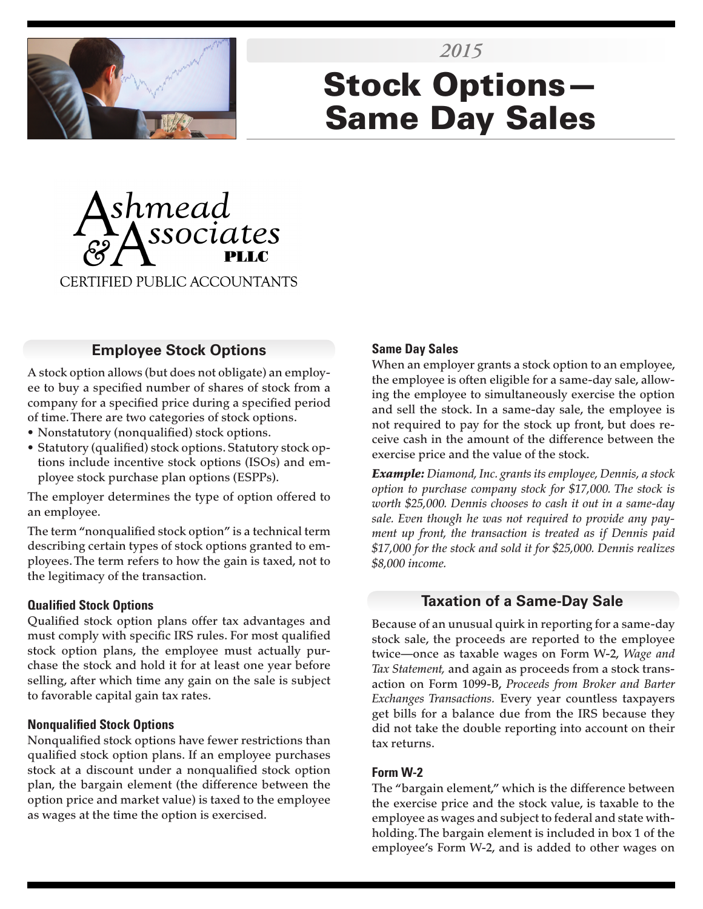2015

# Stock Options—Same Day Sales

Ashmead & Associates PLLC

CERTIFIED PUBLIC ACCOUNTANTS

## Employee Stock Options

A stock option allows (but does not obligate) an employee to buy a specified number of shares of stock from a company for a specified price during a specified period of time. There are two categories of stock options.

- Nonstatutory (nonqualified) stock options.
- Statutory (qualified) stock options. Statutory stock options include incentive stock options (ISOs) and employee stock purchase plan options (ESPPs).

The employer determines the type of option offered to an employee.

The term "nonqualified stock option" is a technical term describing certain types of stock options granted to employees. The term refers to how the gain is taxed, not to the legitimacy of the transaction.

### Qualified Stock Options

Qualified stock option plans offer tax advantages and must comply with specific IRS rules. For most qualified stock option plans, the employee must actually purchase the stock and hold it for at least one year before selling, after which time any gain on the sale is subject to favorable capital gain tax rates.

### Nonqualified Stock Options

Nonqualified stock options have fewer restrictions than qualified stock option plans. If an employee purchases stock at a discount under a nonqualified stock option plan, the bargain element (the difference between the option price and market value) is taxed to the employee as wages at the time the option is exercised.

### Same Day Sales

When an employer grants a stock option to an employee, the employee is often eligible for a same-day sale, allowing the employee to simultaneously exercise the option and sell the stock. In a same-day sale, the employee is not required to pay for the stock up front, but does receive cash in the amount of the difference between the exercise price and the value of the stock.

***Example:*** *Diamond, Inc. grants its employee, Dennis, a stock option to purchase company stock for $17,000. The stock is worth $25,000. Dennis chooses to cash it out in a same-day sale. Even though he was not required to provide any payment up front, the transaction is treated as if Dennis paid $17,000 for the stock and sold it for $25,000. Dennis realizes $8,000 income.*

## Taxation of a Same-Day Sale

Because of an unusual quirk in reporting for a same-day stock sale, the proceeds are reported to the employee twice—once as taxable wages on Form W-2, *Wage and Tax Statement,* and again as proceeds from a stock transaction on Form 1099-B, *Proceeds from Broker and Barter Exchanges Transactions.* Every year countless taxpayers get bills for a balance due from the IRS because they did not take the double reporting into account on their tax returns.

### Form W-2

The "bargain element," which is the difference between the exercise price and the stock value, is taxable to the employee as wages and subject to federal and state withholding. The bargain element is included in box 1 of the employee's Form W-2, and is added to other wages on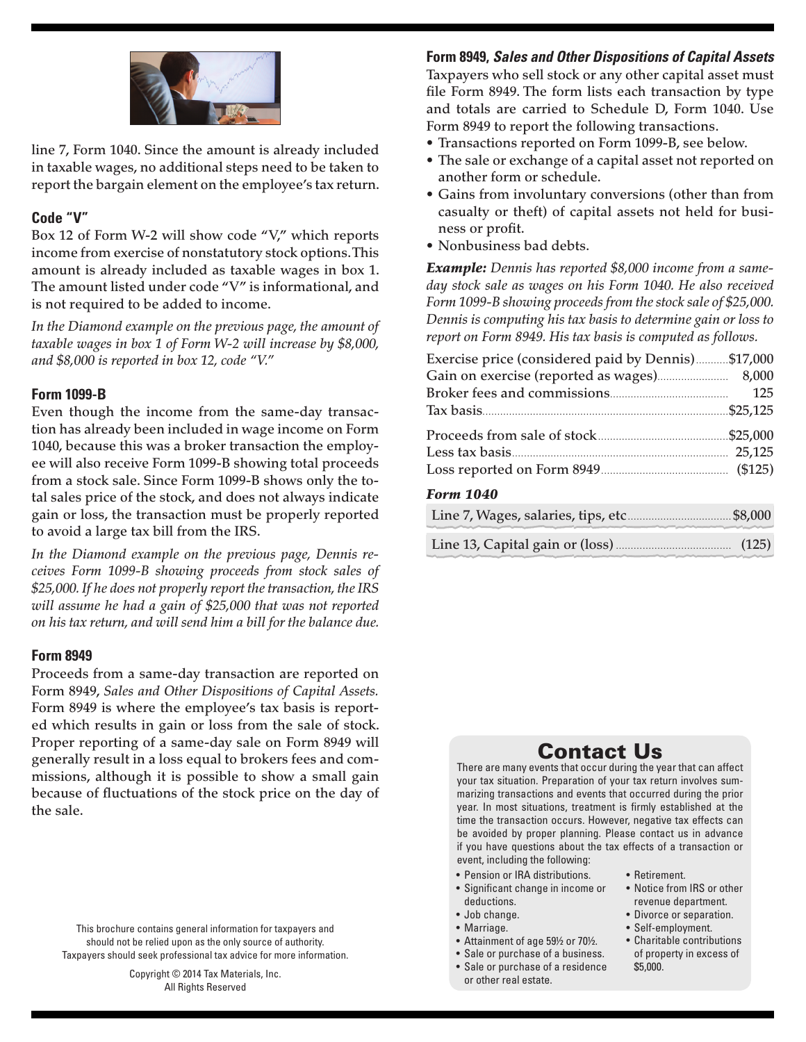line 7, Form 1040. Since the amount is already included in taxable wages, no additional steps need to be taken to report the bargain element on the employee's tax return.

### Code "V"

Box 12 of Form W-2 will show code "V," which reports income from exercise of nonstatutory stock options. This amount is already included as taxable wages in box 1. The amount listed under code "V" is informational, and is not required to be added to income.

*In the Diamond example on the previous page, the amount of taxable wages in box 1 of Form W-2 will increase by $8,000, and $8,000 is reported in box 12, code "V."*

### Form 1099-B

Even though the income from the same-day transaction has already been included in wage income on Form 1040, because this was a broker transaction the employee will also receive Form 1099-B showing total proceeds from a stock sale. Since Form 1099-B shows only the total sales price of the stock, and does not always indicate gain or loss, the transaction must be properly reported to avoid a large tax bill from the IRS.

*In the Diamond example on the previous page, Dennis receives Form 1099-B showing proceeds from stock sales of $25,000. If he does not properly report the transaction, the IRS will assume he had a gain of $25,000 that was not reported on his tax return, and will send him a bill for the balance due.*

### Form 8949

Proceeds from a same-day transaction are reported on Form 8949, *Sales and Other Dispositions of Capital Assets.* Form 8949 is where the employee's tax basis is reported which results in gain or loss from the sale of stock. Proper reporting of a same-day sale on Form 8949 will generally result in a loss equal to brokers fees and commissions, although it is possible to show a small gain because of fluctuations of the stock price on the day of the sale.

This brochure contains general information for taxpayers and should not be relied upon as the only source of authority. Taxpayers should seek professional tax advice for more information.

Copyright © 2014 Tax Materials, Inc.
All Rights Reserved

### Form 8949, *Sales and Other Dispositions of Capital Assets*

Taxpayers who sell stock or any other capital asset must file Form 8949. The form lists each transaction by type and totals are carried to Schedule D, Form 1040. Use Form 8949 to report the following transactions.

- Transactions reported on Form 1099-B, see below.
- The sale or exchange of a capital asset not reported on another form or schedule.
- Gains from involuntary conversions (other than from casualty or theft) of capital assets not held for business or profit.
- Nonbusiness bad debts.

***Example:*** *Dennis has reported $8,000 income from a same-day stock sale as wages on his Form 1040. He also received Form 1099-B showing proceeds from the stock sale of $25,000. Dennis is computing his tax basis to determine gain or loss to report on Form 8949. His tax basis is computed as follows.*

| | |
|---|---|
| Exercise price (considered paid by Dennis) | $17,000 |
| Gain on exercise (reported as wages) | 8,000 |
| Broker fees and commissions | 125 |
| Tax basis | $25,125 |

| | |
|---|---|
| Proceeds from sale of stock | $25,000 |
| Less tax basis | 25,125 |
| Loss reported on Form 8949 | ($125) |

***Form 1040***

| | |
|---|---|
| Line 7, Wages, salaries, tips, etc | $8,000 |
| Line 13, Capital gain or (loss) | (125) |

## Contact Us

There are many events that occur during the year that can affect your tax situation. Preparation of your tax return involves summarizing transactions and events that occurred during the prior year. In most situations, treatment is firmly established at the time the transaction occurs. However, negative tax effects can be avoided by proper planning. Please contact us in advance if you have questions about the tax effects of a transaction or event, including the following:

- Pension or IRA distributions.
- Significant change in income or deductions.
- Job change.
- Marriage.
- Attainment of age 59½ or 70½.
- Sale or purchase of a business.
- Sale or purchase of a residence or other real estate.
- Retirement.
- Notice from IRS or other revenue department.
- Divorce or separation.
- Self-employment.
- Charitable contributions of property in excess of $5,000.